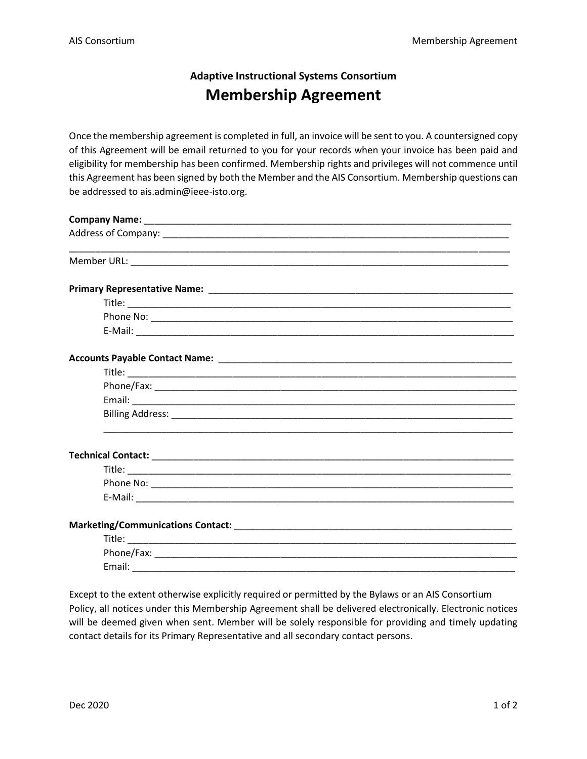### Adaptive Instructional Systems Consortium

# Membership Agreement

Once the membership agreement is completed in full, an invoice will be sent to you. A countersigned copy of this Agreement will be email returned to you for your records when your invoice has been paid and eligibility for membership has been confirmed. Membership rights and privileges will not commence until this Agreement has been signed by both the Member and the AIS Consortium. Membership questions can be addressed to ais.admin@ieee-isto.org.

**Company Name:** ___________________________________________________________________________

Address of Company: ______________________________________________________________________

_____________________________________________________________________________________________

Member URL: ___________________________________________________________________________

**Primary Representative Name:** ___________________________________________________________

Title: ___________________________________________________________________________

Phone No: ___________________________________________________________________________

E-Mail: ___________________________________________________________________________

**Accounts Payable Contact Name:** _________________________________________________________

Title: ___________________________________________________________________________

Phone/Fax: ___________________________________________________________________________

Email: ___________________________________________________________________________

Billing Address: ___________________________________________________________________

___________________________________________________________________________

**Technical Contact:** _____________________________________________________________________

Title: ___________________________________________________________________________

Phone No: ___________________________________________________________________________

E-Mail: ___________________________________________________________________________

**Marketing/Communications Contact:** _____________________________________________________

Title: ___________________________________________________________________________

Phone/Fax: ___________________________________________________________________________

Email: ___________________________________________________________________________

Except to the extent otherwise explicitly required or permitted by the Bylaws or an AIS Consortium Policy, all notices under this Membership Agreement shall be delivered electronically. Electronic notices will be deemed given when sent. Member will be solely responsible for providing and timely updating contact details for its Primary Representative and all secondary contact persons.

Dec 2020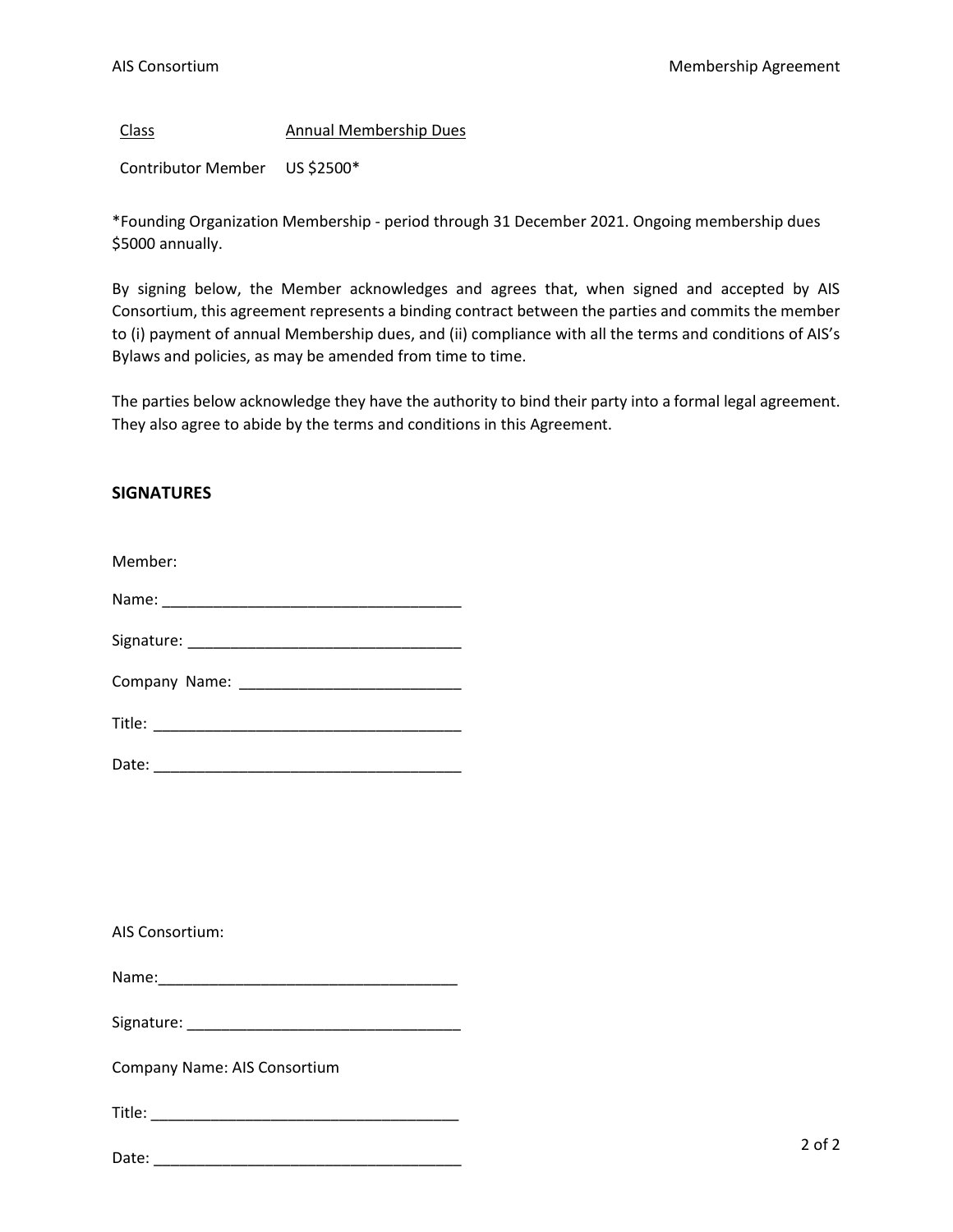| Class | Annual Membership Dues |
| --- | --- |
| Contributor Member | US $2500* |

*Founding Organization Membership - period through 31 December 2021. Ongoing membership dues $5000 annually.

By signing below, the Member acknowledges and agrees that, when signed and accepted by AIS Consortium, this agreement represents a binding contract between the parties and commits the member to (i) payment of annual Membership dues, and (ii) compliance with all the terms and conditions of AIS's Bylaws and policies, as may be amended from time to time.

The parties below acknowledge they have the authority to bind their party into a formal legal agreement. They also agree to abide by the terms and conditions in this Agreement.

**SIGNATURES**

Member:

Name: ___________________________________

Signature: ________________________________

Company Name: __________________________

Title: ____________________________________

Date: ____________________________________

AIS Consortium:

Name:___________________________________

Signature: ________________________________

Company Name: AIS Consortium

Title: ____________________________________

Date: ____________________________________